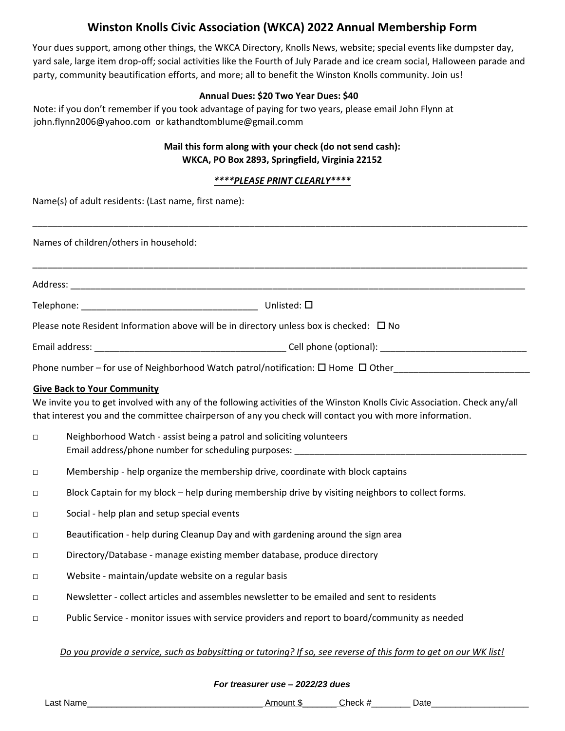# Winston Knolls Civic Association (WKCA) 2022 Annual Membership Form

Your dues support, among other things, the WKCA Directory, Knolls News, website; special events like dumpster day, yard sale, large item drop-off; social activities like the Fourth of July Parade and ice cream social, Halloween parade and party, community beautification efforts, and more; all to benefit the Winston Knolls community. Join us!

**Annual Dues: $20 Two Year Dues: $40**

Note: if you don't remember if you took advantage of paying for two years, please email John Flynn at john.flynn2006@yahoo.com or kathandtomblume@gmail.comm

**Mail this form along with your check (do not send cash):**
**WKCA, PO Box 2893, Springfield, Virginia 22152**

***\*\*\*\*PLEASE PRINT CLEARLY\*\*\*\****

Name(s) of adult residents: (Last name, first name):

_______________________________________________________________________________

Names of children/others in household:

_______________________________________________________________________________

Address: _______________________________________________________________________

Telephone: ___________________________________ Unlisted: ☐

Please note Resident Information above will be in directory unless box is checked: ☐ No

Email address: ______________________________________ Cell phone (optional): _____________________________

Phone number – for use of Neighborhood Watch patrol/notification: ☐ Home ☐ Other___________________________

**Give Back to Your Community**

We invite you to get involved with any of the following activities of the Winston Knolls Civic Association. Check any/all that interest you and the committee chairperson of any you check will contact you with more information.

- ☐ Neighborhood Watch - assist being a patrol and soliciting volunteers
  Email address/phone number for scheduling purposes: _______________________________________________
- ☐ Membership - help organize the membership drive, coordinate with block captains
- ☐ Block Captain for my block – help during membership drive by visiting neighbors to collect forms.
- ☐ Social - help plan and setup special events
- ☐ Beautification - help during Cleanup Day and with gardening around the sign area
- ☐ Directory/Database - manage existing member database, produce directory
- ☐ Website - maintain/update website on a regular basis
- ☐ Newsletter - collect articles and assembles newsletter to be emailed and sent to residents
- ☐ Public Service - monitor issues with service providers and report to board/community as needed

*Do you provide a service, such as babysitting or tutoring? If so, see reverse of this form to get on our WK list!*

***For treasurer use – 2022/23 dues***

Last Name___________________________________Amount $_______Check #________ Date____________________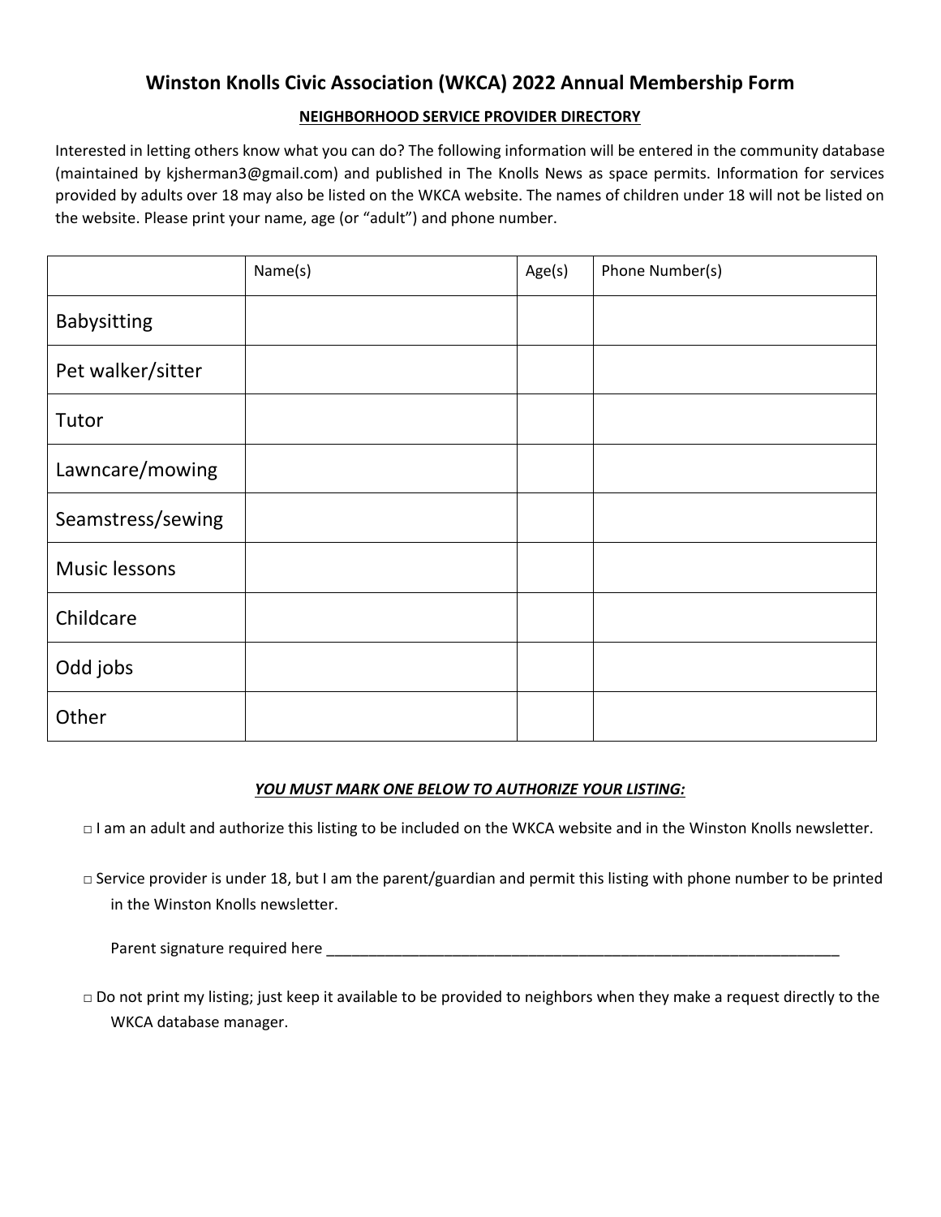# Winston Knolls Civic Association (WKCA) 2022 Annual Membership Form

## NEIGHBORHOOD SERVICE PROVIDER DIRECTORY

Interested in letting others know what you can do? The following information will be entered in the community database (maintained by kjsherman3@gmail.com) and published in The Knolls News as space permits. Information for services provided by adults over 18 may also be listed on the WKCA website. The names of children under 18 will not be listed on the website. Please print your name, age (or "adult") and phone number.

| | Name(s) | Age(s) | Phone Number(s) |
|---|---|---|---|
| Babysitting | | | |
| Pet walker/sitter | | | |
| Tutor | | | |
| Lawncare/mowing | | | |
| Seamstress/sewing | | | |
| Music lessons | | | |
| Childcare | | | |
| Odd jobs | | | |
| Other | | | |

***YOU MUST MARK ONE BELOW TO AUTHORIZE YOUR LISTING:***

□ I am an adult and authorize this listing to be included on the WKCA website and in the Winston Knolls newsletter.

□ Service provider is under 18, but I am the parent/guardian and permit this listing with phone number to be printed in the Winston Knolls newsletter.

Parent signature required here _______________________________________________________________

□ Do not print my listing; just keep it available to be provided to neighbors when they make a request directly to the WKCA database manager.